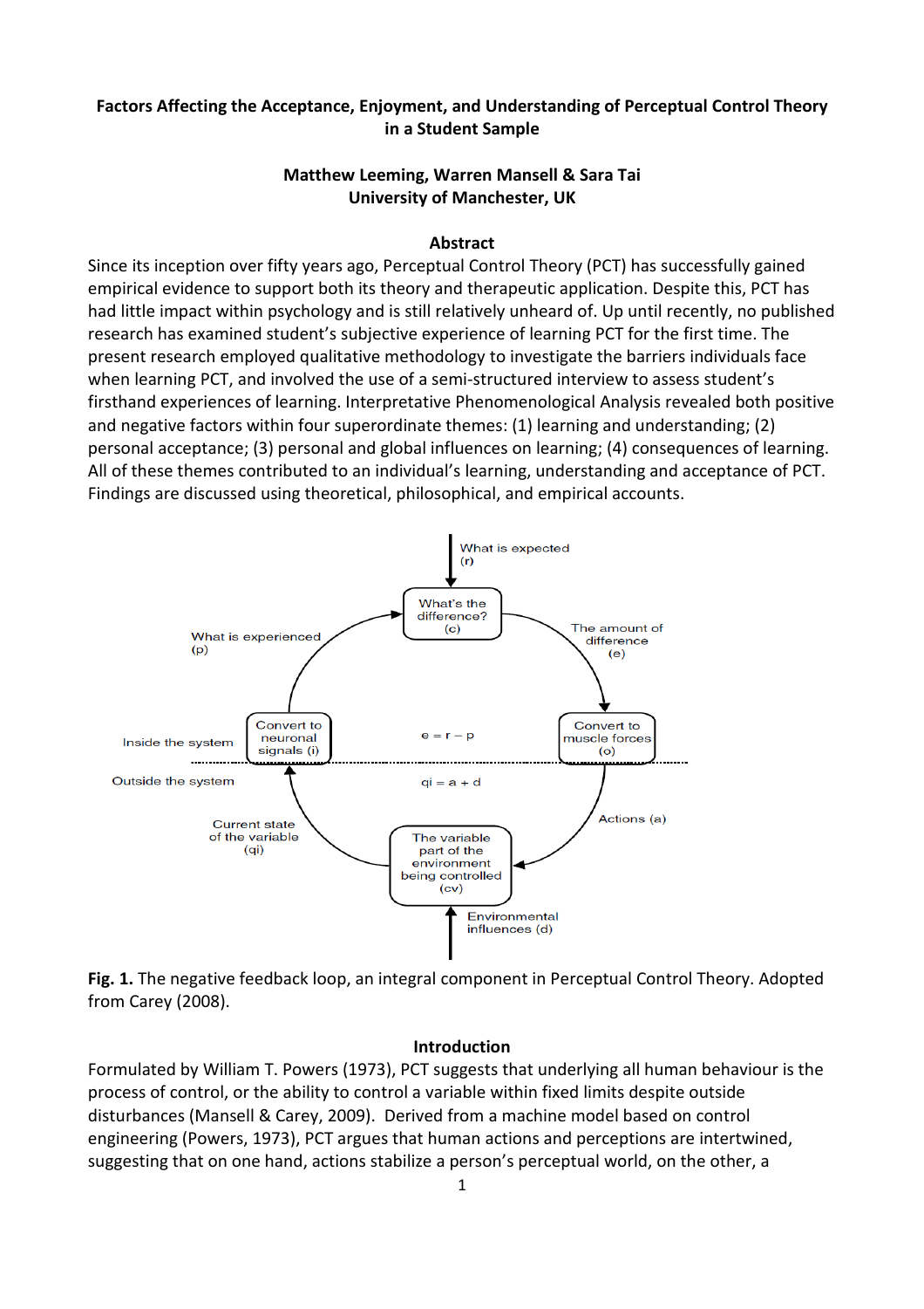# Factors Affecting the Acceptance, Enjoyment, and Understanding of Perceptual Control Theory in a Student Sample

**Matthew Leeming, Warren Mansell & Sara Tai**
**University of Manchester, UK**

## Abstract

Since its inception over fifty years ago, Perceptual Control Theory (PCT) has successfully gained empirical evidence to support both its theory and therapeutic application. Despite this, PCT has had little impact within psychology and is still relatively unheard of. Up until recently, no published research has examined student's subjective experience of learning PCT for the first time. The present research employed qualitative methodology to investigate the barriers individuals face when learning PCT, and involved the use of a semi-structured interview to assess student's firsthand experiences of learning. Interpretative Phenomenological Analysis revealed both positive and negative factors within four superordinate themes: (1) learning and understanding; (2) personal acceptance; (3) personal and global influences on learning; (4) consequences of learning. All of these themes contributed to an individual's learning, understanding and acceptance of PCT. Findings are discussed using theoretical, philosophical, and empirical accounts.

**Fig. 1.** The negative feedback loop, an integral component in Perceptual Control Theory. Adopted from Carey (2008).

## Introduction

Formulated by William T. Powers (1973), PCT suggests that underlying all human behaviour is the process of control, or the ability to control a variable within fixed limits despite outside disturbances (Mansell & Carey, 2009). Derived from a machine model based on control engineering (Powers, 1973), PCT argues that human actions and perceptions are intertwined, suggesting that on one hand, actions stabilize a person's perceptual world, on the other, a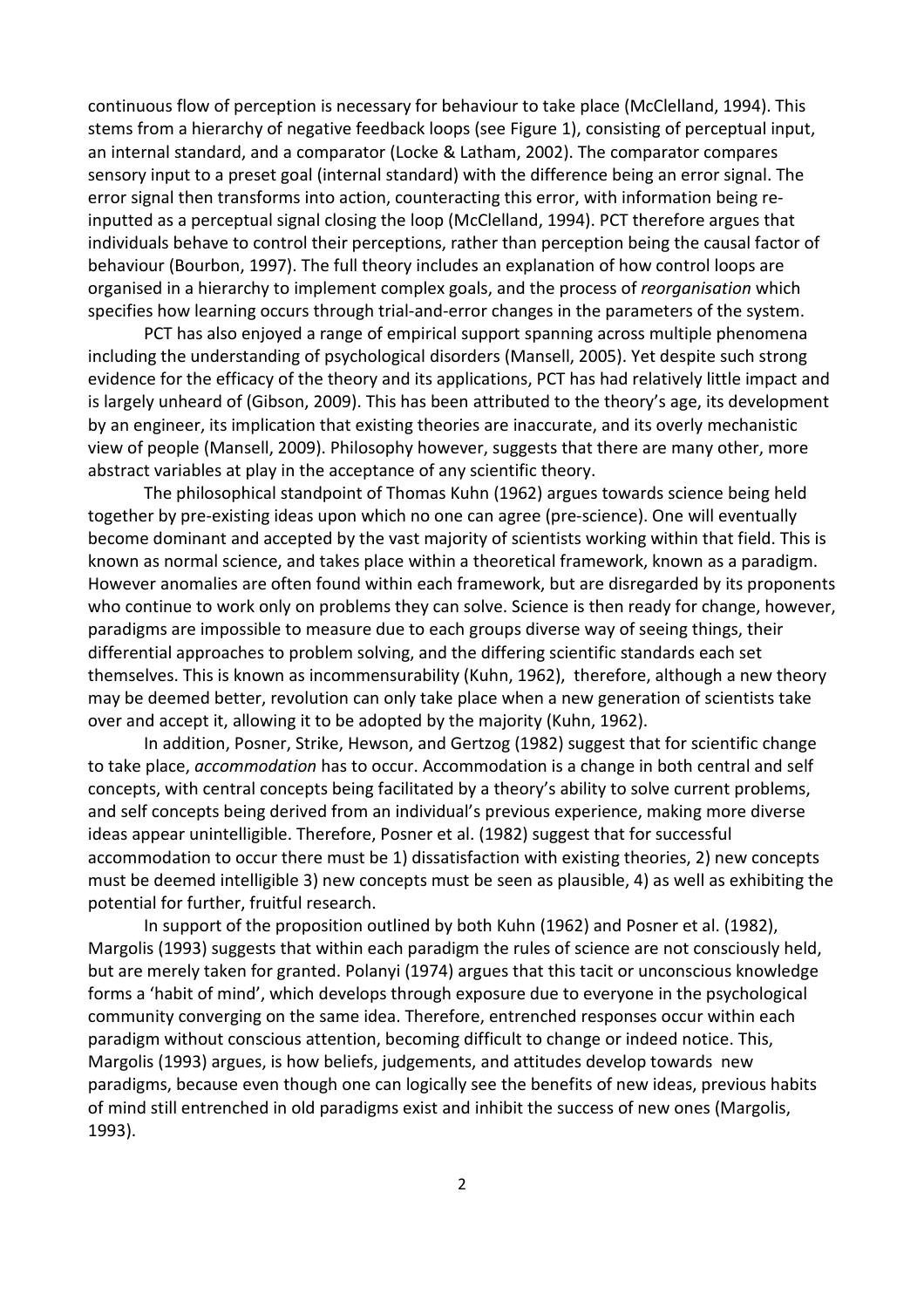continuous flow of perception is necessary for behaviour to take place (McClelland, 1994). This stems from a hierarchy of negative feedback loops (see Figure 1), consisting of perceptual input, an internal standard, and a comparator (Locke & Latham, 2002). The comparator compares sensory input to a preset goal (internal standard) with the difference being an error signal. The error signal then transforms into action, counteracting this error, with information being re-inputted as a perceptual signal closing the loop (McClelland, 1994). PCT therefore argues that individuals behave to control their perceptions, rather than perception being the causal factor of behaviour (Bourbon, 1997). The full theory includes an explanation of how control loops are organised in a hierarchy to implement complex goals, and the process of *reorganisation* which specifies how learning occurs through trial-and-error changes in the parameters of the system.

PCT has also enjoyed a range of empirical support spanning across multiple phenomena including the understanding of psychological disorders (Mansell, 2005). Yet despite such strong evidence for the efficacy of the theory and its applications, PCT has had relatively little impact and is largely unheard of (Gibson, 2009). This has been attributed to the theory's age, its development by an engineer, its implication that existing theories are inaccurate, and its overly mechanistic view of people (Mansell, 2009). Philosophy however, suggests that there are many other, more abstract variables at play in the acceptance of any scientific theory.

The philosophical standpoint of Thomas Kuhn (1962) argues towards science being held together by pre-existing ideas upon which no one can agree (pre-science). One will eventually become dominant and accepted by the vast majority of scientists working within that field. This is known as normal science, and takes place within a theoretical framework, known as a paradigm. However anomalies are often found within each framework, but are disregarded by its proponents who continue to work only on problems they can solve. Science is then ready for change, however, paradigms are impossible to measure due to each groups diverse way of seeing things, their differential approaches to problem solving, and the differing scientific standards each set themselves. This is known as incommensurability (Kuhn, 1962), therefore, although a new theory may be deemed better, revolution can only take place when a new generation of scientists take over and accept it, allowing it to be adopted by the majority (Kuhn, 1962).

In addition, Posner, Strike, Hewson, and Gertzog (1982) suggest that for scientific change to take place, *accommodation* has to occur. Accommodation is a change in both central and self concepts, with central concepts being facilitated by a theory's ability to solve current problems, and self concepts being derived from an individual's previous experience, making more diverse ideas appear unintelligible. Therefore, Posner et al. (1982) suggest that for successful accommodation to occur there must be 1) dissatisfaction with existing theories, 2) new concepts must be deemed intelligible 3) new concepts must be seen as plausible, 4) as well as exhibiting the potential for further, fruitful research.

In support of the proposition outlined by both Kuhn (1962) and Posner et al. (1982), Margolis (1993) suggests that within each paradigm the rules of science are not consciously held, but are merely taken for granted. Polanyi (1974) argues that this tacit or unconscious knowledge forms a 'habit of mind', which develops through exposure due to everyone in the psychological community converging on the same idea. Therefore, entrenched responses occur within each paradigm without conscious attention, becoming difficult to change or indeed notice. This, Margolis (1993) argues, is how beliefs, judgements, and attitudes develop towards new paradigms, because even though one can logically see the benefits of new ideas, previous habits of mind still entrenched in old paradigms exist and inhibit the success of new ones (Margolis, 1993).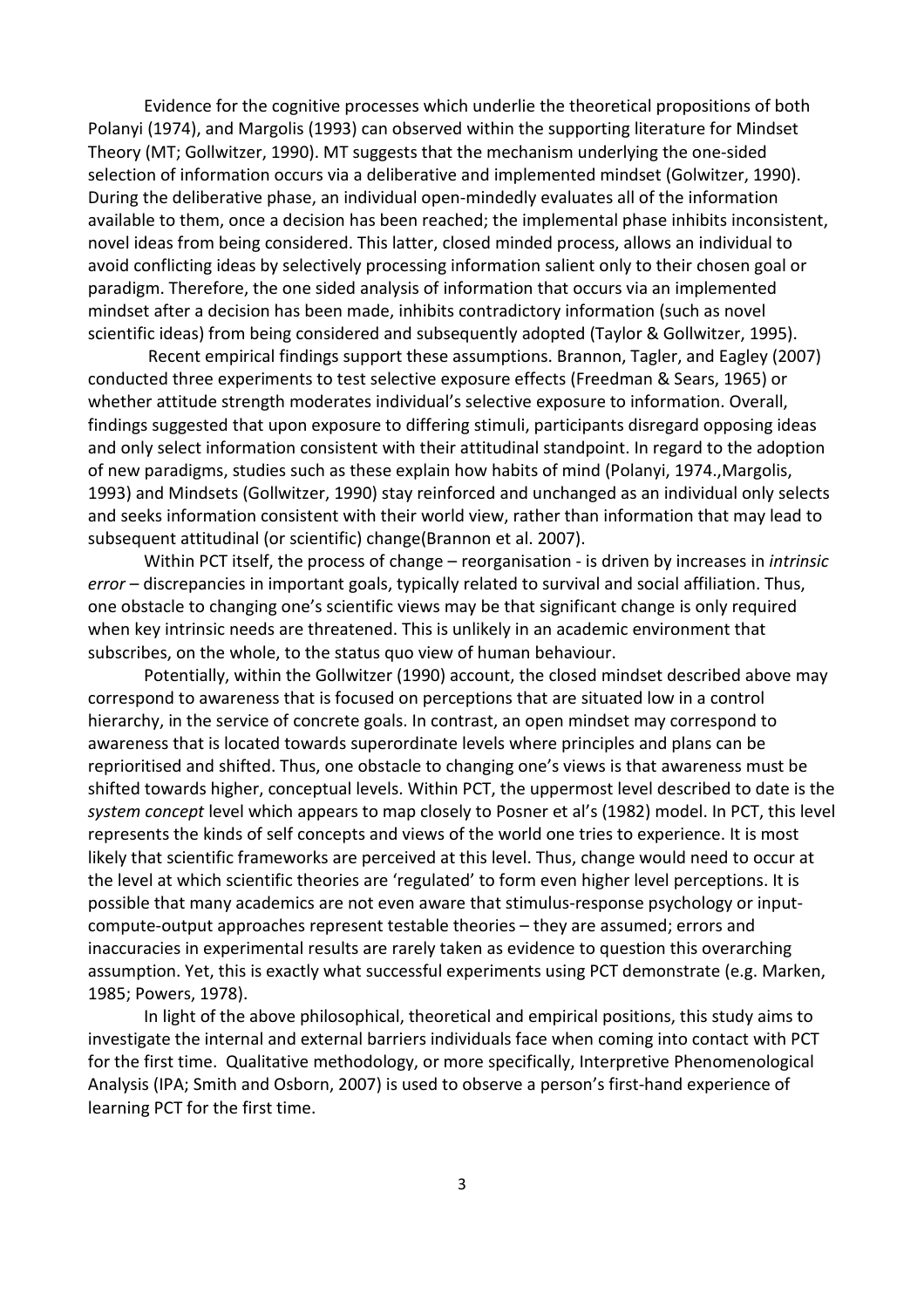Evidence for the cognitive processes which underlie the theoretical propositions of both Polanyi (1974), and Margolis (1993) can observed within the supporting literature for Mindset Theory (MT; Gollwitzer, 1990). MT suggests that the mechanism underlying the one-sided selection of information occurs via a deliberative and implemented mindset (Golwitzer, 1990). During the deliberative phase, an individual open-mindedly evaluates all of the information available to them, once a decision has been reached; the implemental phase inhibits inconsistent, novel ideas from being considered. This latter, closed minded process, allows an individual to avoid conflicting ideas by selectively processing information salient only to their chosen goal or paradigm. Therefore, the one sided analysis of information that occurs via an implemented mindset after a decision has been made, inhibits contradictory information (such as novel scientific ideas) from being considered and subsequently adopted (Taylor & Gollwitzer, 1995).

Recent empirical findings support these assumptions. Brannon, Tagler, and Eagley (2007) conducted three experiments to test selective exposure effects (Freedman & Sears, 1965) or whether attitude strength moderates individual's selective exposure to information. Overall, findings suggested that upon exposure to differing stimuli, participants disregard opposing ideas and only select information consistent with their attitudinal standpoint. In regard to the adoption of new paradigms, studies such as these explain how habits of mind (Polanyi, 1974.,Margolis, 1993) and Mindsets (Gollwitzer, 1990) stay reinforced and unchanged as an individual only selects and seeks information consistent with their world view, rather than information that may lead to subsequent attitudinal (or scientific) change(Brannon et al. 2007).

Within PCT itself, the process of change – reorganisation - is driven by increases in *intrinsic error* – discrepancies in important goals, typically related to survival and social affiliation. Thus, one obstacle to changing one's scientific views may be that significant change is only required when key intrinsic needs are threatened. This is unlikely in an academic environment that subscribes, on the whole, to the status quo view of human behaviour.

Potentially, within the Gollwitzer (1990) account, the closed mindset described above may correspond to awareness that is focused on perceptions that are situated low in a control hierarchy, in the service of concrete goals. In contrast, an open mindset may correspond to awareness that is located towards superordinate levels where principles and plans can be reprioritised and shifted. Thus, one obstacle to changing one's views is that awareness must be shifted towards higher, conceptual levels. Within PCT, the uppermost level described to date is the *system concept* level which appears to map closely to Posner et al's (1982) model. In PCT, this level represents the kinds of self concepts and views of the world one tries to experience. It is most likely that scientific frameworks are perceived at this level. Thus, change would need to occur at the level at which scientific theories are 'regulated' to form even higher level perceptions. It is possible that many academics are not even aware that stimulus-response psychology or input-compute-output approaches represent testable theories – they are assumed; errors and inaccuracies in experimental results are rarely taken as evidence to question this overarching assumption. Yet, this is exactly what successful experiments using PCT demonstrate (e.g. Marken, 1985; Powers, 1978).

In light of the above philosophical, theoretical and empirical positions, this study aims to investigate the internal and external barriers individuals face when coming into contact with PCT for the first time. Qualitative methodology, or more specifically, Interpretive Phenomenological Analysis (IPA; Smith and Osborn, 2007) is used to observe a person's first-hand experience of learning PCT for the first time.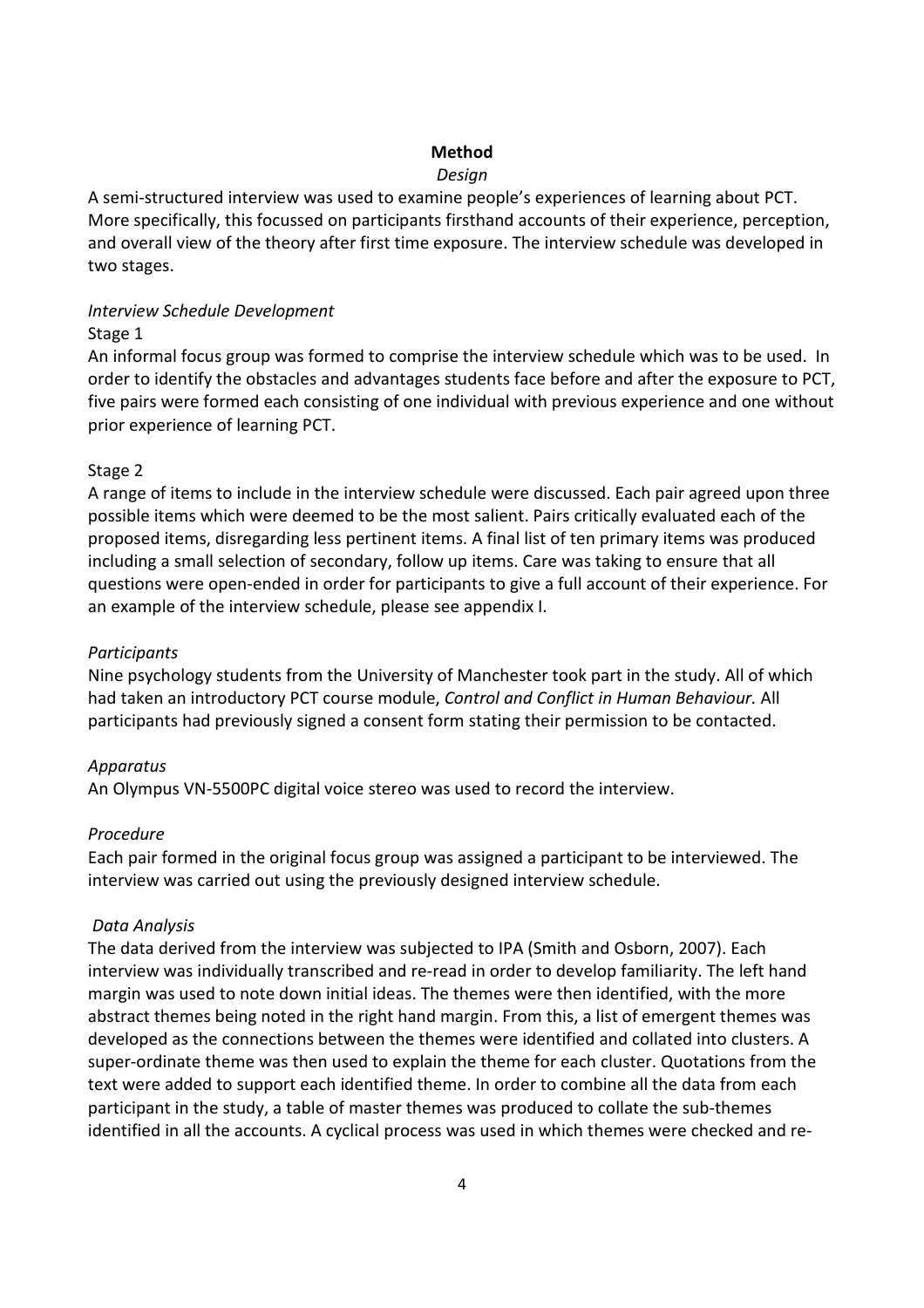## Method

### *Design*

A semi-structured interview was used to examine people's experiences of learning about PCT. More specifically, this focussed on participants firsthand accounts of their experience, perception, and overall view of the theory after first time exposure. The interview schedule was developed in two stages.

### *Interview Schedule Development*

Stage 1

An informal focus group was formed to comprise the interview schedule which was to be used. In order to identify the obstacles and advantages students face before and after the exposure to PCT, five pairs were formed each consisting of one individual with previous experience and one without prior experience of learning PCT.

Stage 2

A range of items to include in the interview schedule were discussed. Each pair agreed upon three possible items which were deemed to be the most salient. Pairs critically evaluated each of the proposed items, disregarding less pertinent items. A final list of ten primary items was produced including a small selection of secondary, follow up items. Care was taking to ensure that all questions were open-ended in order for participants to give a full account of their experience. For an example of the interview schedule, please see appendix I.

### *Participants*

Nine psychology students from the University of Manchester took part in the study. All of which had taken an introductory PCT course module, *Control and Conflict in Human Behaviour.* All participants had previously signed a consent form stating their permission to be contacted.

### *Apparatus*

An Olympus VN-5500PC digital voice stereo was used to record the interview.

### *Procedure*

Each pair formed in the original focus group was assigned a participant to be interviewed. The interview was carried out using the previously designed interview schedule.

### *Data Analysis*

The data derived from the interview was subjected to IPA (Smith and Osborn, 2007). Each interview was individually transcribed and re-read in order to develop familiarity. The left hand margin was used to note down initial ideas. The themes were then identified, with the more abstract themes being noted in the right hand margin. From this, a list of emergent themes was developed as the connections between the themes were identified and collated into clusters. A super-ordinate theme was then used to explain the theme for each cluster. Quotations from the text were added to support each identified theme. In order to combine all the data from each participant in the study, a table of master themes was produced to collate the sub-themes identified in all the accounts. A cyclical process was used in which themes were checked and re-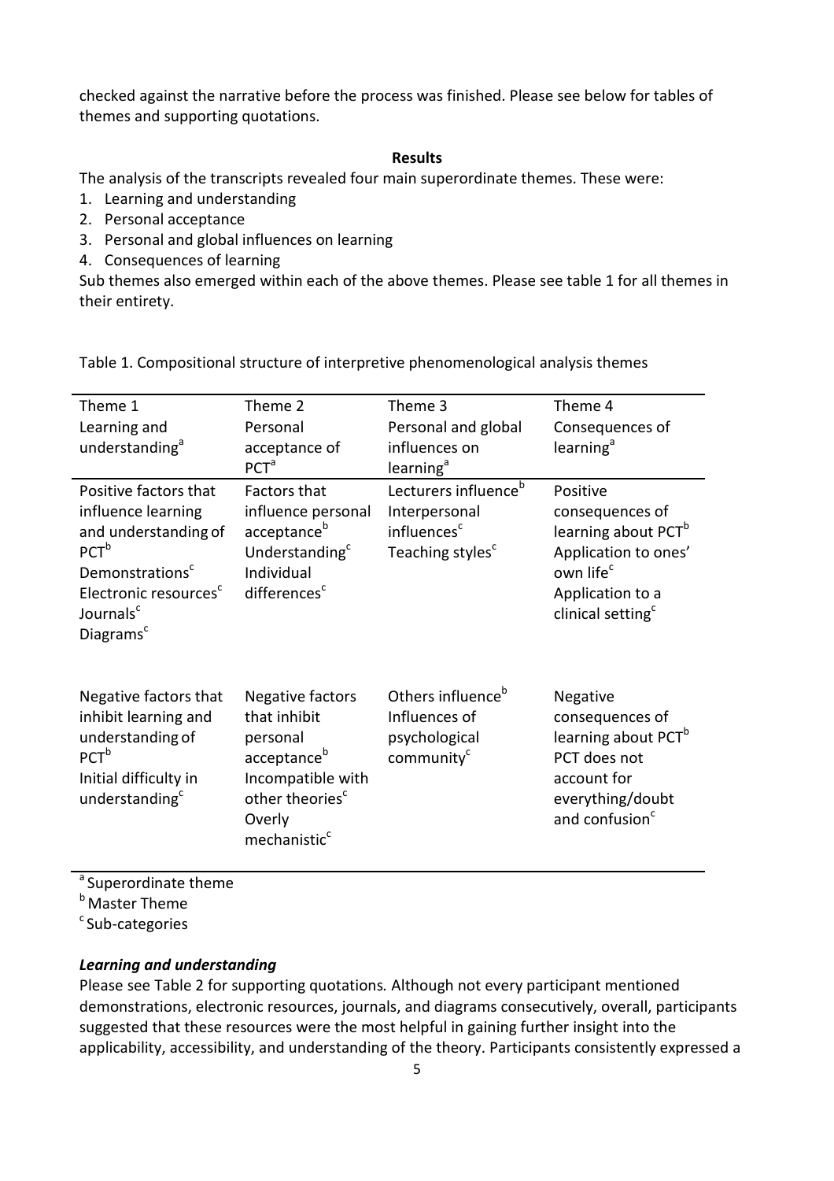checked against the narrative before the process was finished. Please see below for tables of themes and supporting quotations.

## Results

The analysis of the transcripts revealed four main superordinate themes. These were:

1. Learning and understanding
2. Personal acceptance
3. Personal and global influences on learning
4. Consequences of learning

Sub themes also emerged within each of the above themes. Please see table 1 for all themes in their entirety.

Table 1. Compositional structure of interpretive phenomenological analysis themes

| Theme 1 Learning and understanding[a] | Theme 2 Personal acceptance of PCT[a] | Theme 3 Personal and global influences on learning[a] | Theme 4 Consequences of learning[a] |
|---|---|---|---|
| Positive factors that influence learning and understanding of PCT[b]<br>Demonstrations[c]<br>Electronic resources[c]<br>Journals[c]<br>Diagrams[c] | Factors that influence personal acceptance[b]<br>Understanding[c]<br>Individual differences[c] | Lecturers influence[b]<br>Interpersonal influences[c]<br>Teaching styles[c] | Positive consequences of learning about PCT[b]<br>Application to ones' own life[c]<br>Application to a clinical setting[c] |
| Negative factors that inhibit learning and understanding of PCT[b]<br>Initial difficulty in understanding[c] | Negative factors that inhibit personal acceptance[b]<br>Incompatible with other theories[c]<br>Overly mechanistic[c] | Others influence[b]<br>Influences of psychological community[c] | Negative consequences of learning about PCT[b]<br>PCT does not account for everything/doubt and confusion[c] |

[a] Superordinate theme
[b] Master Theme
[c] Sub-categories

### *Learning and understanding*

Please see Table 2 for supporting quotations. Although not every participant mentioned demonstrations, electronic resources, journals, and diagrams consecutively, overall, participants suggested that these resources were the most helpful in gaining further insight into the applicability, accessibility, and understanding of the theory. Participants consistently expressed a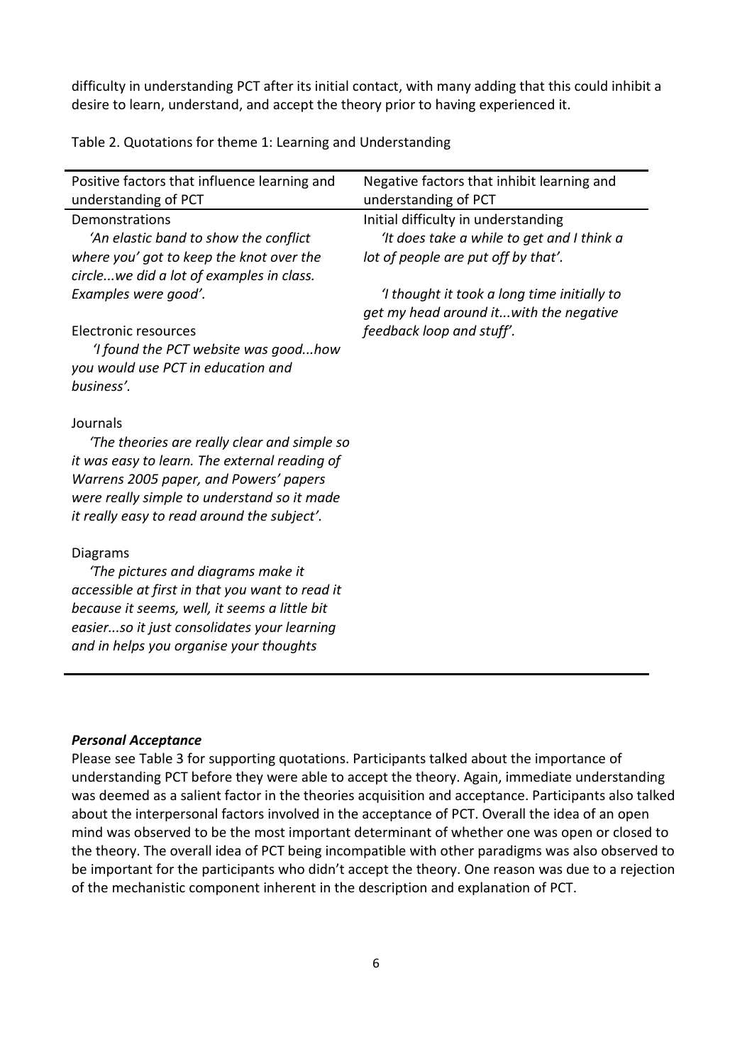difficulty in understanding PCT after its initial contact, with many adding that this could inhibit a desire to learn, understand, and accept the theory prior to having experienced it.

Table 2. Quotations for theme 1: Learning and Understanding

| Positive factors that influence learning and understanding of PCT | Negative factors that inhibit learning and understanding of PCT |
|---|---|
| Demonstrations<br>*'An elastic band to show the conflict where you' got to keep the knot over the circle...we did a lot of examples in class. Examples were good'.* | Initial difficulty in understanding<br>*'It does take a while to get and I think a lot of people are put off by that'.*<br><br>*'I thought it took a long time initially to get my head around it...with the negative feedback loop and stuff'.* |
| Electronic resources<br>*'I found the PCT website was good...how you would use PCT in education and business'.* | |
| Journals<br>*'The theories are really clear and simple so it was easy to learn. The external reading of Warrens 2005 paper, and Powers' papers were really simple to understand so it made it really easy to read around the subject'.* | |
| Diagrams<br>*'The pictures and diagrams make it accessible at first in that you want to read it because it seems, well, it seems a little bit easier...so it just consolidates your learning and in helps you organise your thoughts* | |

### *Personal Acceptance*

Please see Table 3 for supporting quotations. Participants talked about the importance of understanding PCT before they were able to accept the theory. Again, immediate understanding was deemed as a salient factor in the theories acquisition and acceptance. Participants also talked about the interpersonal factors involved in the acceptance of PCT. Overall the idea of an open mind was observed to be the most important determinant of whether one was open or closed to the theory. The overall idea of PCT being incompatible with other paradigms was also observed to be important for the participants who didn't accept the theory. One reason was due to a rejection of the mechanistic component inherent in the description and explanation of PCT.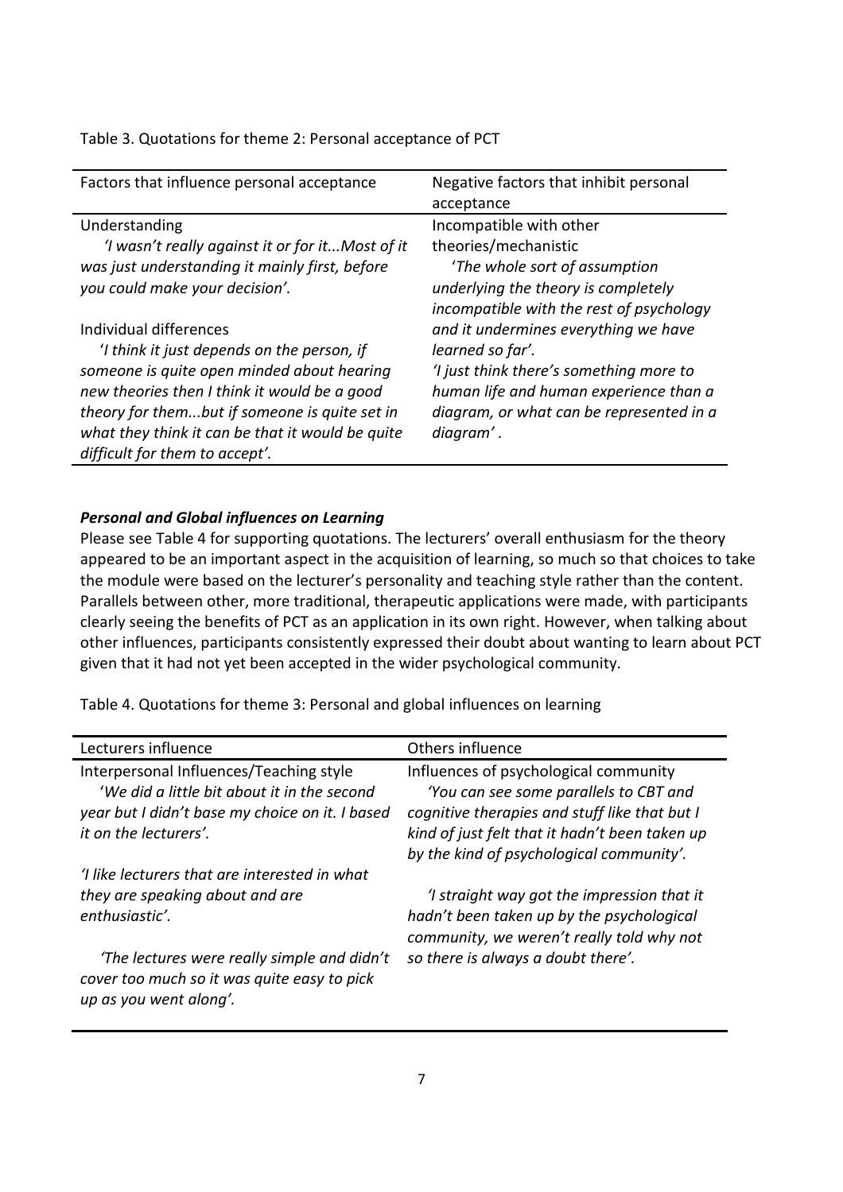Table 3. Quotations for theme 2: Personal acceptance of PCT

| Factors that influence personal acceptance | Negative factors that inhibit personal acceptance |
| --- | --- |
| Understanding<br>*'I wasn't really against it or for it...Most of it was just understanding it mainly first, before you could make your decision'.*<br><br>Individual differences<br>*'I think it just depends on the person, if someone is quite open minded about hearing new theories then I think it would be a good theory for them...but if someone is quite set in what they think it can be that it would be quite difficult for them to accept'.* | Incompatible with other theories/mechanistic<br>*'The whole sort of assumption underlying the theory is completely incompatible with the rest of psychology and it undermines everything we have learned so far'.*<br>*'I just think there's something more to human life and human experience than a diagram, or what can be represented in a diagram'.* |

### ***Personal and Global influences on Learning***

Please see Table 4 for supporting quotations. The lecturers' overall enthusiasm for the theory appeared to be an important aspect in the acquisition of learning, so much so that choices to take the module were based on the lecturer's personality and teaching style rather than the content. Parallels between other, more traditional, therapeutic applications were made, with participants clearly seeing the benefits of PCT as an application in its own right. However, when talking about other influences, participants consistently expressed their doubt about wanting to learn about PCT given that it had not yet been accepted in the wider psychological community.

Table 4. Quotations for theme 3: Personal and global influences on learning

| Lecturers influence | Others influence |
| --- | --- |
| Interpersonal Influences/Teaching style<br>*'We did a little bit about it in the second year but I didn't base my choice on it. I based it on the lecturers'.*<br><br>*'I like lecturers that are interested in what they are speaking about and are enthusiastic'.*<br><br>*'The lectures were really simple and didn't cover too much so it was quite easy to pick up as you went along'.* | Influences of psychological community<br>*'You can see some parallels to CBT and cognitive therapies and stuff like that but I kind of just felt that it hadn't been taken up by the kind of psychological community'.*<br><br>*'I straight way got the impression that it hadn't been taken up by the psychological community, we weren't really told why not so there is always a doubt there'.* |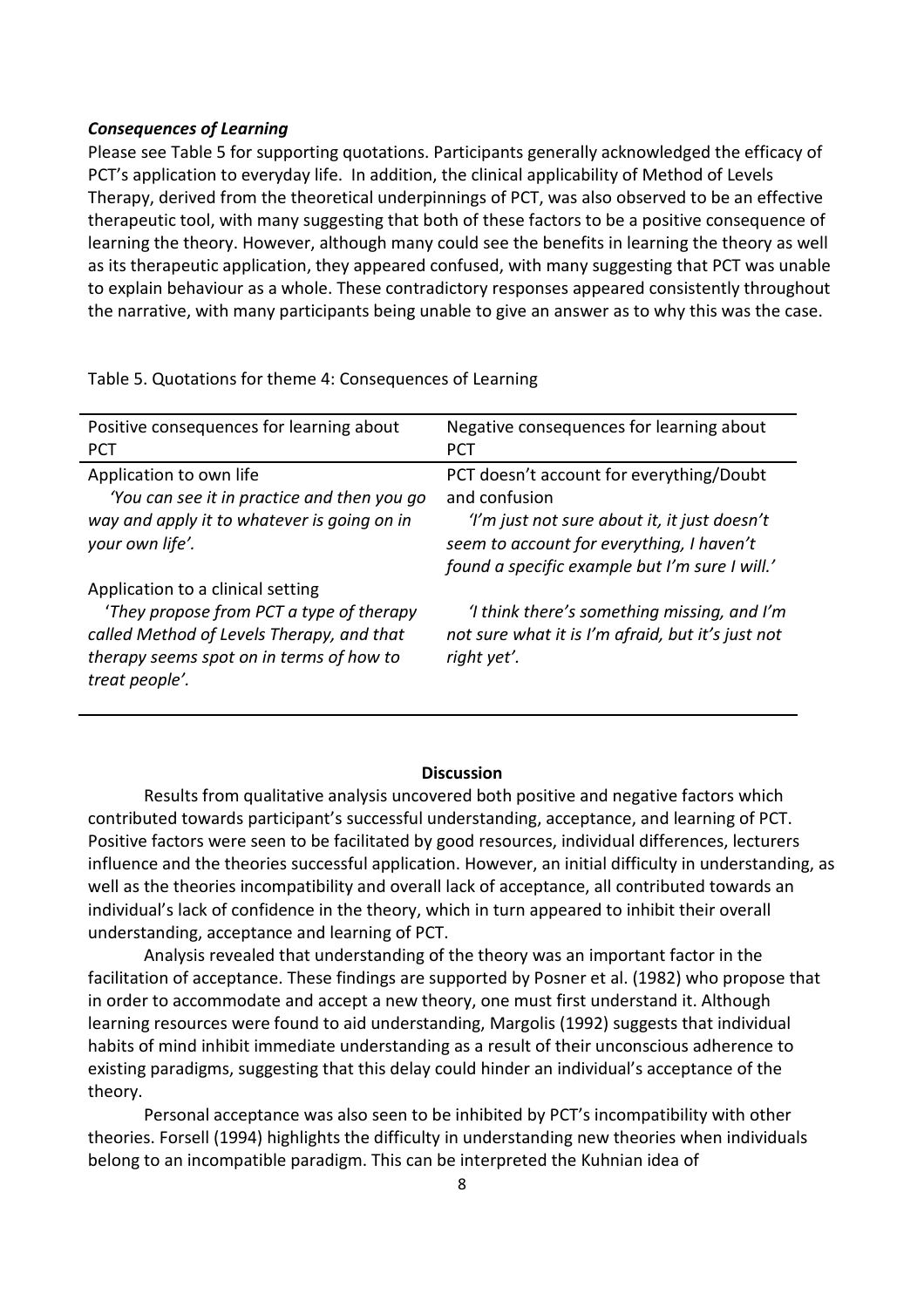***Consequences of Learning***

Please see Table 5 for supporting quotations. Participants generally acknowledged the efficacy of PCT's application to everyday life. In addition, the clinical applicability of Method of Levels Therapy, derived from the theoretical underpinnings of PCT, was also observed to be an effective therapeutic tool, with many suggesting that both of these factors to be a positive consequence of learning the theory. However, although many could see the benefits in learning the theory as well as its therapeutic application, they appeared confused, with many suggesting that PCT was unable to explain behaviour as a whole. These contradictory responses appeared consistently throughout the narrative, with many participants being unable to give an answer as to why this was the case.

Table 5. Quotations for theme 4: Consequences of Learning

| Positive consequences for learning about PCT | Negative consequences for learning about PCT |
|---|---|
| Application to own life<br>*'You can see it in practice and then you go way and apply it to whatever is going on in your own life'.* | PCT doesn't account for everything/Doubt and confusion<br>*'I'm just not sure about it, it just doesn't seem to account for everything, I haven't found a specific example but I'm sure I will.'* |
| Application to a clinical setting<br>*'They propose from PCT a type of therapy called Method of Levels Therapy, and that therapy seems spot on in terms of how to treat people'.* | *'I think there's something missing, and I'm not sure what it is I'm afraid, but it's just not right yet'.* |

**Discussion**

Results from qualitative analysis uncovered both positive and negative factors which contributed towards participant's successful understanding, acceptance, and learning of PCT. Positive factors were seen to be facilitated by good resources, individual differences, lecturers influence and the theories successful application. However, an initial difficulty in understanding, as well as the theories incompatibility and overall lack of acceptance, all contributed towards an individual's lack of confidence in the theory, which in turn appeared to inhibit their overall understanding, acceptance and learning of PCT.

Analysis revealed that understanding of the theory was an important factor in the facilitation of acceptance. These findings are supported by Posner et al. (1982) who propose that in order to accommodate and accept a new theory, one must first understand it. Although learning resources were found to aid understanding, Margolis (1992) suggests that individual habits of mind inhibit immediate understanding as a result of their unconscious adherence to existing paradigms, suggesting that this delay could hinder an individual's acceptance of the theory.

Personal acceptance was also seen to be inhibited by PCT's incompatibility with other theories. Forsell (1994) highlights the difficulty in understanding new theories when individuals belong to an incompatible paradigm. This can be interpreted the Kuhnian idea of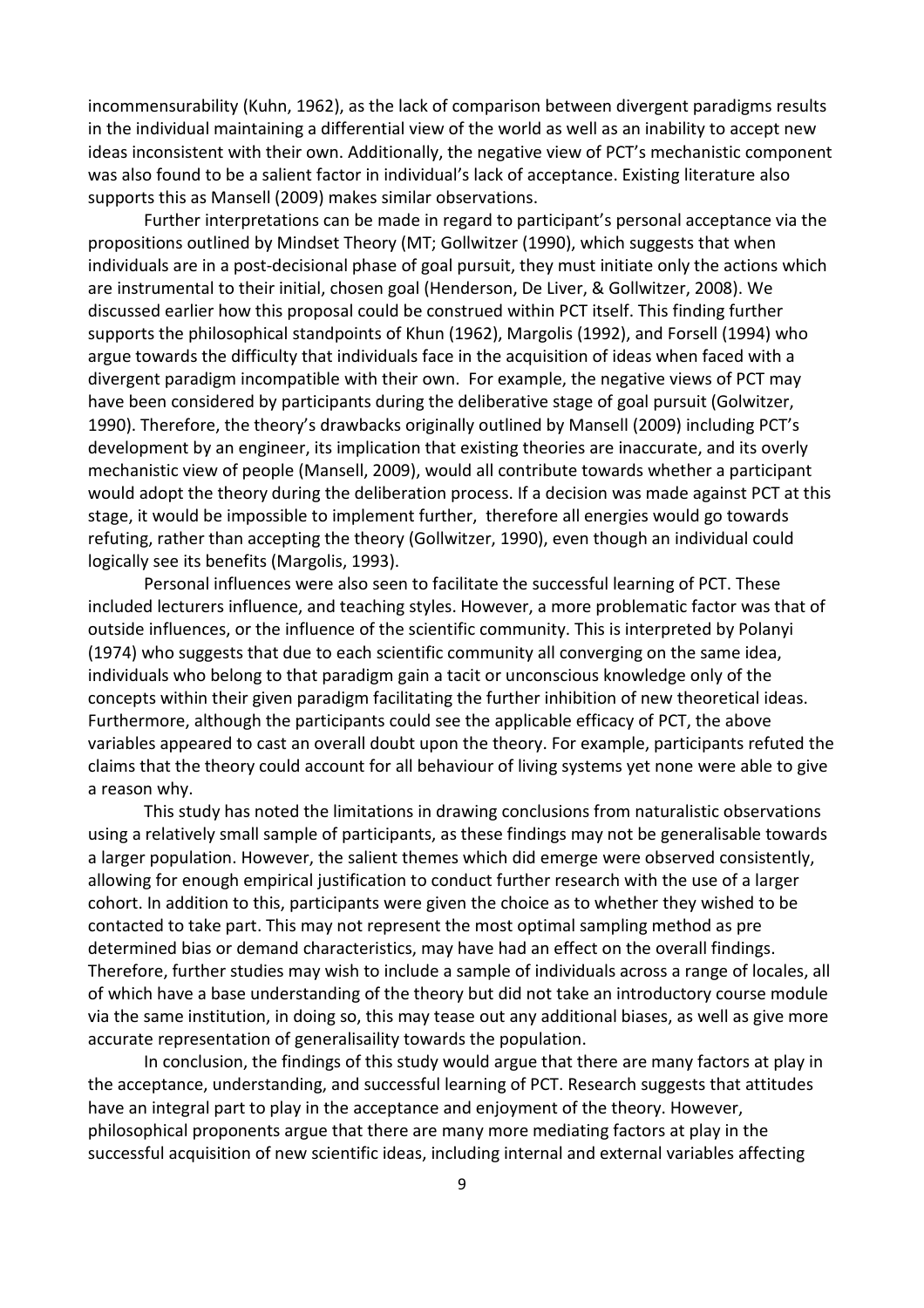incommensurability (Kuhn, 1962), as the lack of comparison between divergent paradigms results in the individual maintaining a differential view of the world as well as an inability to accept new ideas inconsistent with their own. Additionally, the negative view of PCT's mechanistic component was also found to be a salient factor in individual's lack of acceptance. Existing literature also supports this as Mansell (2009) makes similar observations.

Further interpretations can be made in regard to participant's personal acceptance via the propositions outlined by Mindset Theory (MT; Gollwitzer (1990), which suggests that when individuals are in a post-decisional phase of goal pursuit, they must initiate only the actions which are instrumental to their initial, chosen goal (Henderson, De Liver, & Gollwitzer, 2008). We discussed earlier how this proposal could be construed within PCT itself. This finding further supports the philosophical standpoints of Khun (1962), Margolis (1992), and Forsell (1994) who argue towards the difficulty that individuals face in the acquisition of ideas when faced with a divergent paradigm incompatible with their own. For example, the negative views of PCT may have been considered by participants during the deliberative stage of goal pursuit (Golwitzer, 1990). Therefore, the theory's drawbacks originally outlined by Mansell (2009) including PCT's development by an engineer, its implication that existing theories are inaccurate, and its overly mechanistic view of people (Mansell, 2009), would all contribute towards whether a participant would adopt the theory during the deliberation process. If a decision was made against PCT at this stage, it would be impossible to implement further, therefore all energies would go towards refuting, rather than accepting the theory (Gollwitzer, 1990), even though an individual could logically see its benefits (Margolis, 1993).

Personal influences were also seen to facilitate the successful learning of PCT. These included lecturers influence, and teaching styles. However, a more problematic factor was that of outside influences, or the influence of the scientific community. This is interpreted by Polanyi (1974) who suggests that due to each scientific community all converging on the same idea, individuals who belong to that paradigm gain a tacit or unconscious knowledge only of the concepts within their given paradigm facilitating the further inhibition of new theoretical ideas. Furthermore, although the participants could see the applicable efficacy of PCT, the above variables appeared to cast an overall doubt upon the theory. For example, participants refuted the claims that the theory could account for all behaviour of living systems yet none were able to give a reason why.

This study has noted the limitations in drawing conclusions from naturalistic observations using a relatively small sample of participants, as these findings may not be generalisable towards a larger population. However, the salient themes which did emerge were observed consistently, allowing for enough empirical justification to conduct further research with the use of a larger cohort. In addition to this, participants were given the choice as to whether they wished to be contacted to take part. This may not represent the most optimal sampling method as pre determined bias or demand characteristics, may have had an effect on the overall findings. Therefore, further studies may wish to include a sample of individuals across a range of locales, all of which have a base understanding of the theory but did not take an introductory course module via the same institution, in doing so, this may tease out any additional biases, as well as give more accurate representation of generalisaility towards the population.

In conclusion, the findings of this study would argue that there are many factors at play in the acceptance, understanding, and successful learning of PCT. Research suggests that attitudes have an integral part to play in the acceptance and enjoyment of the theory. However, philosophical proponents argue that there are many more mediating factors at play in the successful acquisition of new scientific ideas, including internal and external variables affecting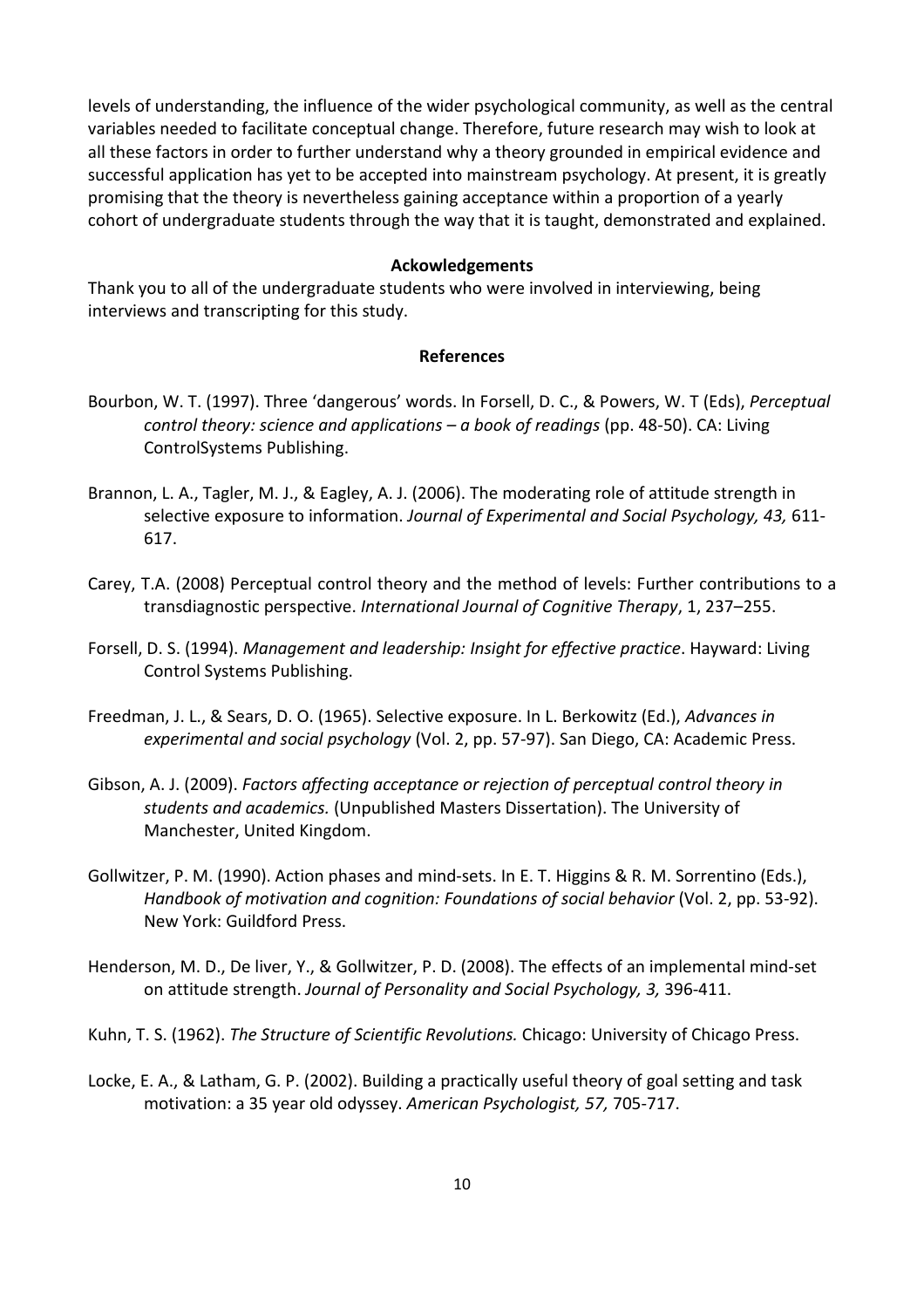levels of understanding, the influence of the wider psychological community, as well as the central variables needed to facilitate conceptual change. Therefore, future research may wish to look at all these factors in order to further understand why a theory grounded in empirical evidence and successful application has yet to be accepted into mainstream psychology. At present, it is greatly promising that the theory is nevertheless gaining acceptance within a proportion of a yearly cohort of undergraduate students through the way that it is taught, demonstrated and explained.

## Ackowledgements

Thank you to all of the undergraduate students who were involved in interviewing, being interviews and transcripting for this study.

## References

Bourbon, W. T. (1997). Three 'dangerous' words. In Forsell, D. C., & Powers, W. T (Eds), *Perceptual control theory: science and applications – a book of readings* (pp. 48-50). CA: Living ControlSystems Publishing.

Brannon, L. A., Tagler, M. J., & Eagley, A. J. (2006). The moderating role of attitude strength in selective exposure to information. *Journal of Experimental and Social Psychology, 43,* 611-617.

Carey, T.A. (2008) Perceptual control theory and the method of levels: Further contributions to a transdiagnostic perspective. *International Journal of Cognitive Therapy*, 1, 237–255.

Forsell, D. S. (1994). *Management and leadership: Insight for effective practice*. Hayward: Living Control Systems Publishing.

Freedman, J. L., & Sears, D. O. (1965). Selective exposure. In L. Berkowitz (Ed.), *Advances in experimental and social psychology* (Vol. 2, pp. 57-97). San Diego, CA: Academic Press.

Gibson, A. J. (2009). *Factors affecting acceptance or rejection of perceptual control theory in students and academics.* (Unpublished Masters Dissertation). The University of Manchester, United Kingdom.

Gollwitzer, P. M. (1990). Action phases and mind-sets. In E. T. Higgins & R. M. Sorrentino (Eds.), *Handbook of motivation and cognition: Foundations of social behavior* (Vol. 2, pp. 53-92). New York: Guildford Press.

Henderson, M. D., De liver, Y., & Gollwitzer, P. D. (2008). The effects of an implemental mind-set on attitude strength. *Journal of Personality and Social Psychology, 3,* 396-411.

Kuhn, T. S. (1962). *The Structure of Scientific Revolutions.* Chicago: University of Chicago Press.

Locke, E. A., & Latham, G. P. (2002). Building a practically useful theory of goal setting and task motivation: a 35 year old odyssey. *American Psychologist, 57,* 705-717.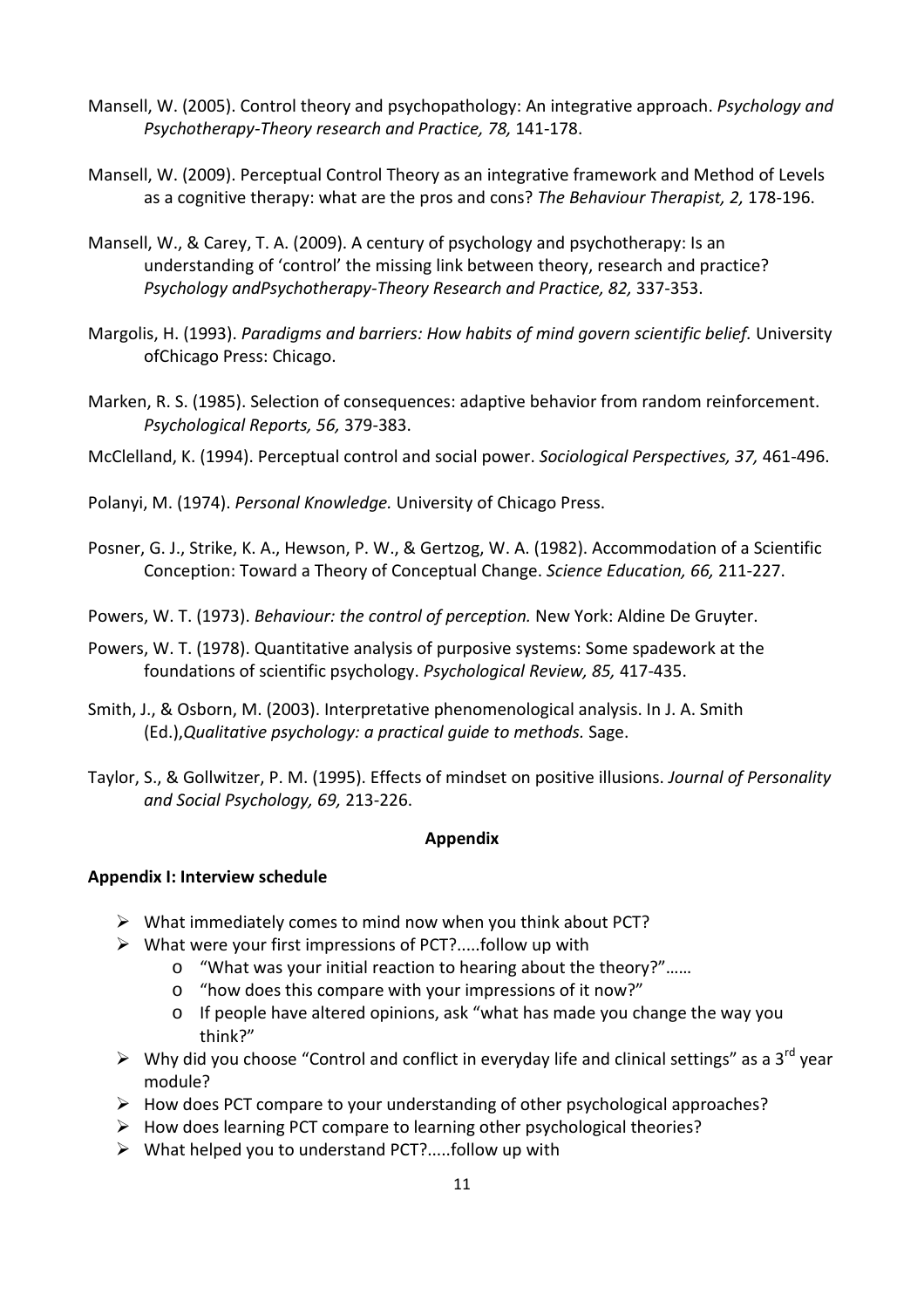Mansell, W. (2005). Control theory and psychopathology: An integrative approach. *Psychology and Psychotherapy-Theory research and Practice, 78,* 141-178.

Mansell, W. (2009). Perceptual Control Theory as an integrative framework and Method of Levels as a cognitive therapy: what are the pros and cons? *The Behaviour Therapist, 2,* 178-196.

Mansell, W., & Carey, T. A. (2009). A century of psychology and psychotherapy: Is an understanding of 'control' the missing link between theory, research and practice? *Psychology andPsychotherapy-Theory Research and Practice, 82,* 337-353.

Margolis, H. (1993). *Paradigms and barriers: How habits of mind govern scientific belief.* University ofChicago Press: Chicago.

Marken, R. S. (1985). Selection of consequences: adaptive behavior from random reinforcement. *Psychological Reports, 56,* 379-383.

McClelland, K. (1994). Perceptual control and social power. *Sociological Perspectives, 37,* 461-496.

Polanyi, M. (1974). *Personal Knowledge.* University of Chicago Press.

Posner, G. J., Strike, K. A., Hewson, P. W., & Gertzog, W. A. (1982). Accommodation of a Scientific Conception: Toward a Theory of Conceptual Change. *Science Education, 66,* 211-227.

Powers, W. T. (1973). *Behaviour: the control of perception.* New York: Aldine De Gruyter.

Powers, W. T. (1978). Quantitative analysis of purposive systems: Some spadework at the foundations of scientific psychology. *Psychological Review, 85,* 417-435.

Smith, J., & Osborn, M. (2003). Interpretative phenomenological analysis. In J. A. Smith (Ed.),*Qualitative psychology: a practical guide to methods.* Sage.

Taylor, S., & Gollwitzer, P. M. (1995). Effects of mindset on positive illusions. *Journal of Personality and Social Psychology, 69,* 213-226.

## Appendix

### Appendix I: Interview schedule

- What immediately comes to mind now when you think about PCT?
- What were your first impressions of PCT?.....follow up with
  - "What was your initial reaction to hearing about the theory?"……
  - "how does this compare with your impressions of it now?"
  - If people have altered opinions, ask "what has made you change the way you think?"
- Why did you choose "Control and conflict in everyday life and clinical settings" as a 3rd year module?
- How does PCT compare to your understanding of other psychological approaches?
- How does learning PCT compare to learning other psychological theories?
- What helped you to understand PCT?.....follow up with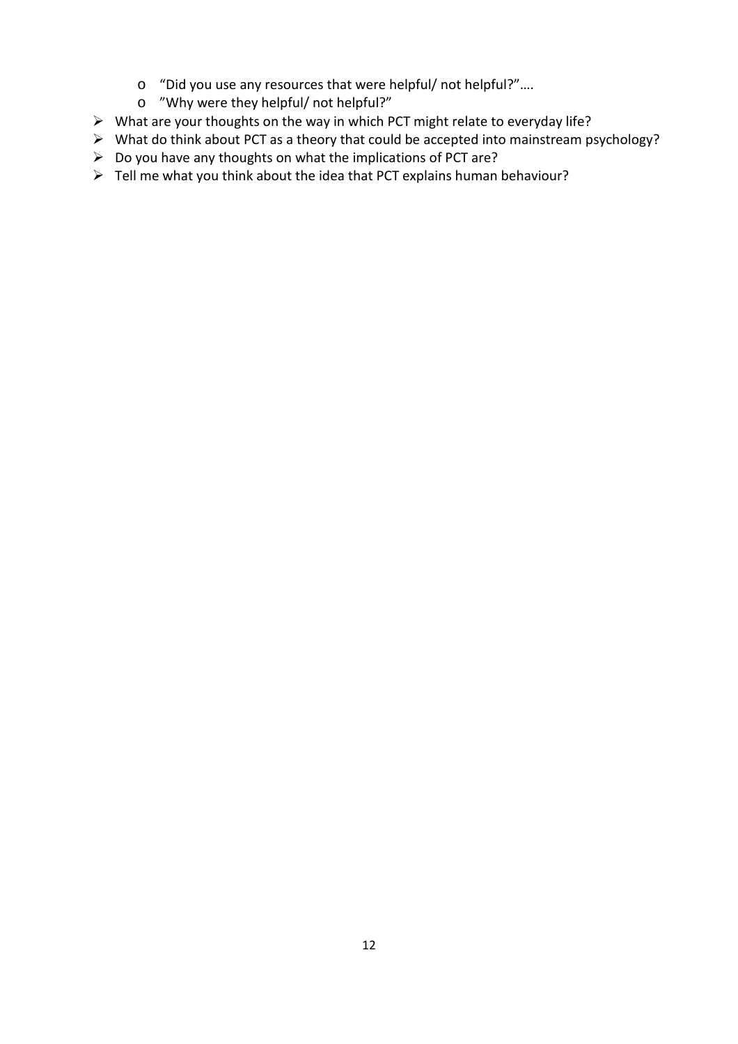- "Did you use any resources that were helpful/ not helpful?"….
  - "Why were they helpful/ not helpful?"
- What are your thoughts on the way in which PCT might relate to everyday life?
- What do think about PCT as a theory that could be accepted into mainstream psychology?
- Do you have any thoughts on what the implications of PCT are?
- Tell me what you think about the idea that PCT explains human behaviour?